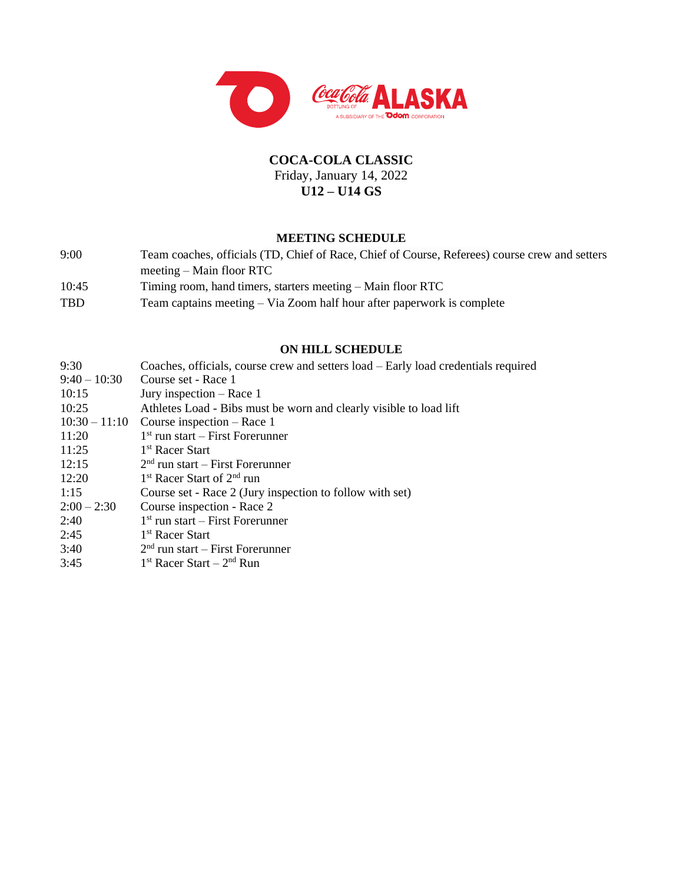# COCA-COLA CLASSIC

Friday, January 14, 2022

**U12 – U14 GS**

## MEETING SCHEDULE

| | |
|---|---|
| 9:00 | Team coaches, officials (TD, Chief of Race, Chief of Course, Referees) course crew and setters meeting – Main floor RTC |
| 10:45 | Timing room, hand timers, starters meeting – Main floor RTC |
| TBD | Team captains meeting – Via Zoom half hour after paperwork is complete |

## ON HILL SCHEDULE

| | |
|---|---|
| 9:30 | Coaches, officials, course crew and setters load – Early load credentials required |
| 9:40 – 10:30 | Course set - Race 1 |
| 10:15 | Jury inspection – Race 1 |
| 10:25 | Athletes Load - Bibs must be worn and clearly visible to load lift |
| 10:30 – 11:10 | Course inspection – Race 1 |
| 11:20 | 1st run start – First Forerunner |
| 11:25 | 1st Racer Start |
| 12:15 | 2nd run start – First Forerunner |
| 12:20 | 1st Racer Start of 2nd run |
| 1:15 | Course set - Race 2 (Jury inspection to follow with set) |
| 2:00 – 2:30 | Course inspection - Race 2 |
| 2:40 | 1st run start – First Forerunner |
| 2:45 | 1st Racer Start |
| 3:40 | 2nd run start – First Forerunner |
| 3:45 | 1st Racer Start – 2nd Run |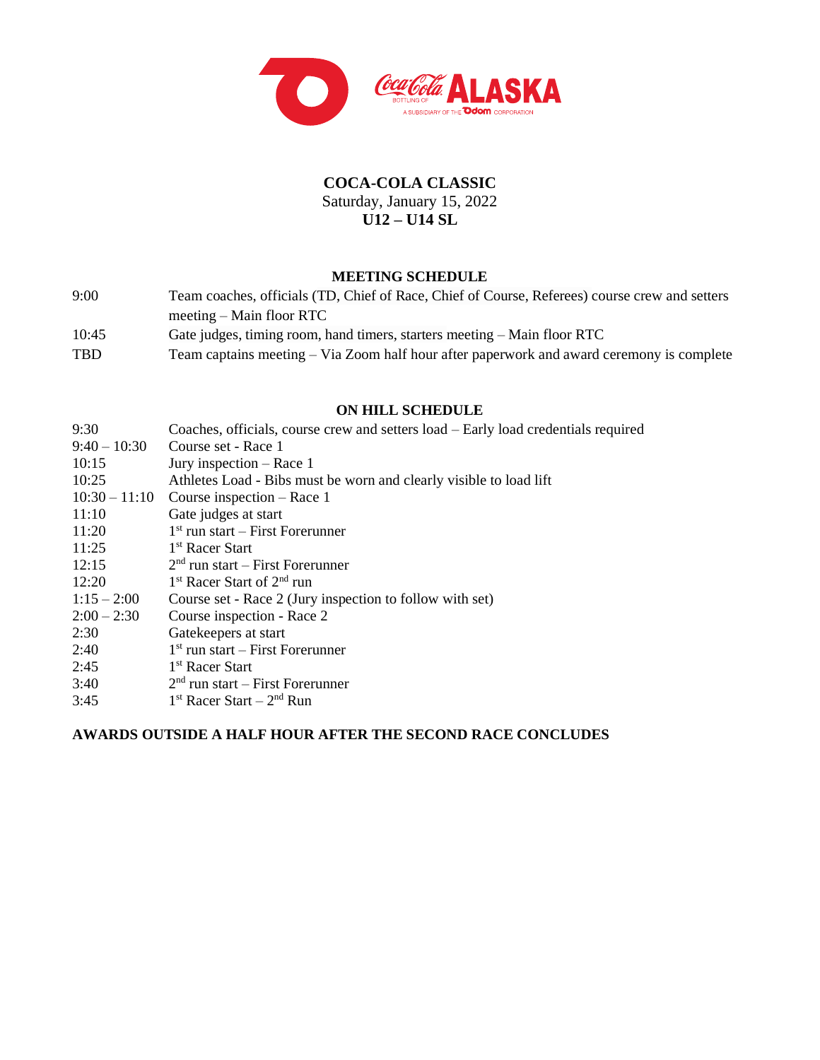# COCA-COLA CLASSIC

Saturday, January 15, 2022

**U12 – U14 SL**

## MEETING SCHEDULE

| | |
|---|---|
| 9:00 | Team coaches, officials (TD, Chief of Race, Chief of Course, Referees) course crew and setters meeting – Main floor RTC |
| 10:45 | Gate judges, timing room, hand timers, starters meeting – Main floor RTC |
| TBD | Team captains meeting – Via Zoom half hour after paperwork and award ceremony is complete |

## ON HILL SCHEDULE

| | |
|---|---|
| 9:30 | Coaches, officials, course crew and setters load – Early load credentials required |
| 9:40 – 10:30 | Course set - Race 1 |
| 10:15 | Jury inspection – Race 1 |
| 10:25 | Athletes Load - Bibs must be worn and clearly visible to load lift |
| 10:30 – 11:10 | Course inspection – Race 1 |
| 11:10 | Gate judges at start |
| 11:20 | 1st run start – First Forerunner |
| 11:25 | 1st Racer Start |
| 12:15 | 2nd run start – First Forerunner |
| 12:20 | 1st Racer Start of 2nd run |
| 1:15 – 2:00 | Course set - Race 2 (Jury inspection to follow with set) |
| 2:00 – 2:30 | Course inspection - Race 2 |
| 2:30 | Gatekeepers at start |
| 2:40 | 1st run start – First Forerunner |
| 2:45 | 1st Racer Start |
| 3:40 | 2nd run start – First Forerunner |
| 3:45 | 1st Racer Start – 2nd Run |

**AWARDS OUTSIDE A HALF HOUR AFTER THE SECOND RACE CONCLUDES**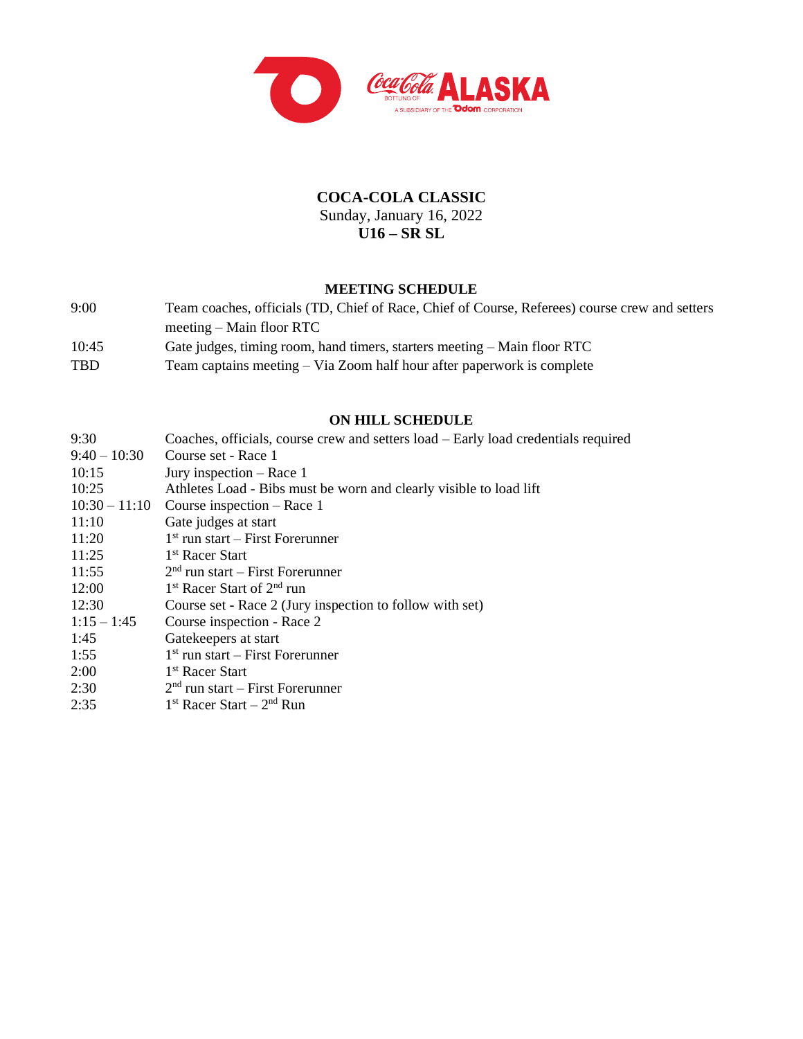# COCA-COLA CLASSIC

Sunday, January 16, 2022

**U16 – SR SL**

## MEETING SCHEDULE

| | |
|---|---|
| 9:00 | Team coaches, officials (TD, Chief of Race, Chief of Course, Referees) course crew and setters meeting – Main floor RTC |
| 10:45 | Gate judges, timing room, hand timers, starters meeting – Main floor RTC |
| TBD | Team captains meeting – Via Zoom half hour after paperwork is complete |

## ON HILL SCHEDULE

| | |
|---|---|
| 9:30 | Coaches, officials, course crew and setters load – Early load credentials required |
| 9:40 – 10:30 | Course set - Race 1 |
| 10:15 | Jury inspection – Race 1 |
| 10:25 | Athletes Load - Bibs must be worn and clearly visible to load lift |
| 10:30 – 11:10 | Course inspection – Race 1 |
| 11:10 | Gate judges at start |
| 11:20 | 1st run start – First Forerunner |
| 11:25 | 1st Racer Start |
| 11:55 | 2nd run start – First Forerunner |
| 12:00 | 1st Racer Start of 2nd run |
| 12:30 | Course set - Race 2 (Jury inspection to follow with set) |
| 1:15 – 1:45 | Course inspection - Race 2 |
| 1:45 | Gatekeepers at start |
| 1:55 | 1st run start – First Forerunner |
| 2:00 | 1st Racer Start |
| 2:30 | 2nd run start – First Forerunner |
| 2:35 | 1st Racer Start – 2nd Run |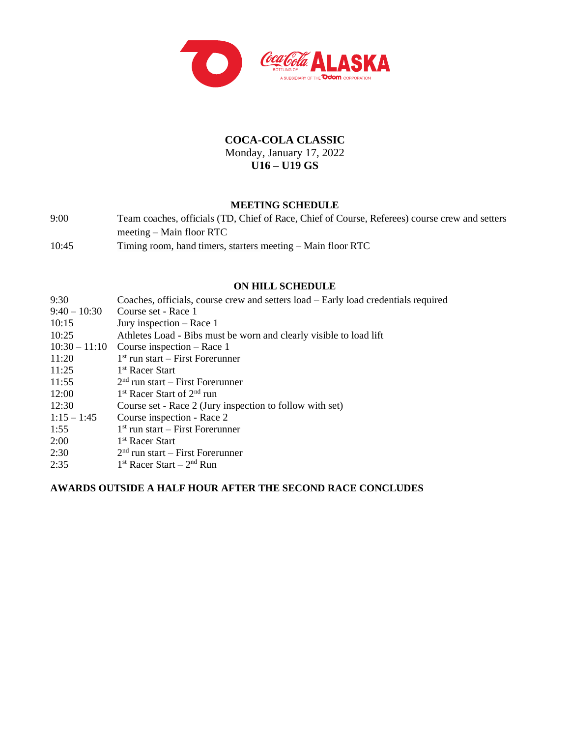**COCA-COLA CLASSIC**
Monday, January 17, 2022
**U16 – U19 GS**

**MEETING SCHEDULE**

| | |
|---|---|
| 9:00 | Team coaches, officials (TD, Chief of Race, Chief of Course, Referees) course crew and setters meeting – Main floor RTC |
| 10:45 | Timing room, hand timers, starters meeting – Main floor RTC |

**ON HILL SCHEDULE**

| | |
|---|---|
| 9:30 | Coaches, officials, course crew and setters load – Early load credentials required |
| 9:40 – 10:30 | Course set - Race 1 |
| 10:15 | Jury inspection – Race 1 |
| 10:25 | Athletes Load - Bibs must be worn and clearly visible to load lift |
| 10:30 – 11:10 | Course inspection – Race 1 |
| 11:20 | 1st run start – First Forerunner |
| 11:25 | 1st Racer Start |
| 11:55 | 2nd run start – First Forerunner |
| 12:00 | 1st Racer Start of 2nd run |
| 12:30 | Course set - Race 2 (Jury inspection to follow with set) |
| 1:15 – 1:45 | Course inspection - Race 2 |
| 1:55 | 1st run start – First Forerunner |
| 2:00 | 1st Racer Start |
| 2:30 | 2nd run start – First Forerunner |
| 2:35 | 1st Racer Start – 2nd Run |

**AWARDS OUTSIDE A HALF HOUR AFTER THE SECOND RACE CONCLUDES**